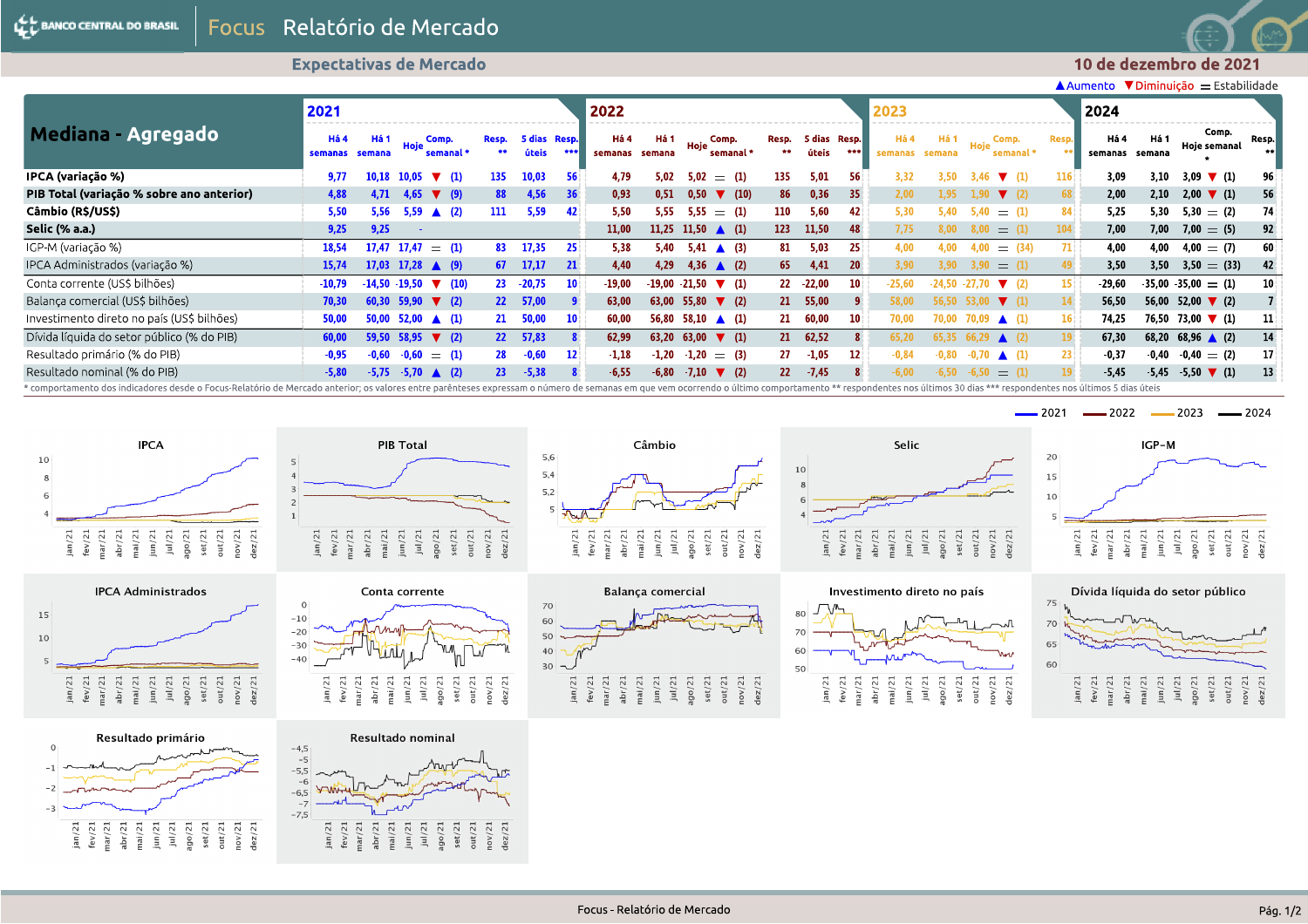# Focus Relatório de Mercado

## Expectativas de Mercado

**10 de dezembro de 2021**

▲Aumento ▼Diminuição = Estabilidade

**Mediana - Agregado**

| | 2021 | | | | | | | 2022 | | | | | | | 2023 | | | | | 2024 | | | | |
|---|---|---|---|---|---|---|---|---|---|---|---|---|---|---|---|---|---|---|---|---|---|---|---|---|
| | Há 4 semanas | Há 1 semana | Hoje | Comp. semanal * | Resp. ** | 5 dias úteis | Resp. *** | Há 4 semanas | Há 1 semana | Hoje | Comp. semanal * | Resp. ** | 5 dias úteis | Resp. *** | Há 4 semanas | Há 1 semana | Hoje | Comp. semanal * | Resp. ** | Há 4 semanas | Há 1 semana | Hoje | Comp. semanal * | Resp. ** |
| **IPCA (variação %)** | 9,77 | 10,18 | 10,05 | ▼ (1) | 135 | 10,03 | 56 | 4,79 | 5,02 | 5,02 | = (1) | 135 | 5,01 | 56 | 3,32 | 3,50 | 3,46 | ▼ (1) | 116 | 3,09 | 3,10 | 3,09 | ▼ (1) | 96 |
| **PIB Total (variação % sobre ano anterior)** | 4,88 | 4,71 | 4,65 | ▼ (9) | 88 | 4,56 | 36 | 0,93 | 0,51 | 0,50 | ▼ (10) | 86 | 0,36 | 35 | 2,00 | 1,95 | 1,90 | ▼ (2) | 68 | 2,00 | 2,10 | 2,00 | ▼ (1) | 56 |
| **Câmbio (R$/US$)** | 5,50 | 5,56 | 5,59 | ▲ (2) | 111 | 5,59 | 42 | 5,50 | 5,55 | 5,55 | = (1) | 110 | 5,60 | 42 | 5,30 | 5,40 | 5,40 | = (1) | 84 | 5,25 | 5,30 | 5,30 | = (2) | 74 |
| **Selic (% a.a.)** | 9,25 | 9,25 | - | | | | | 11,00 | 11,25 | 11,50 | ▲ (1) | 123 | 11,50 | 48 | 7,75 | 8,00 | 8,00 | = (1) | 104 | 7,00 | 7,00 | 7,00 | = (5) | 92 |
| IGP-M (variação %) | 18,54 | 17,47 | 17,47 | = (1) | 83 | 17,35 | 25 | 5,38 | 5,40 | 5,41 | ▲ (3) | 81 | 5,03 | 25 | 4,00 | 4,00 | 4,00 | = (34) | 71 | 4,00 | 4,00 | 4,00 | = (7) | 60 |
| IPCA Administrados (variação %) | 15,74 | 17,03 | 17,28 | ▲ (9) | 67 | 17,17 | 21 | 4,40 | 4,29 | 4,36 | ▲ (2) | 65 | 4,41 | 20 | 3,90 | 3,90 | 3,90 | = (1) | 49 | 3,50 | 3,50 | 3,50 | = (33) | 42 |
| Conta corrente (US$ bilhões) | -10,79 | -14,50 | -19,50 | ▼ (10) | 23 | -20,75 | 10 | -19,00 | -19,00 | -21,50 | ▼ (1) | 22 | -22,00 | 10 | -25,60 | -24,50 | -27,70 | ▼ (2) | 15 | -29,60 | -35,00 | -35,00 | = (1) | 10 |
| Balança comercial (US$ bilhões) | 70,30 | 60,30 | 59,90 | ▼ (2) | 22 | 57,00 | 9 | 63,00 | 63,00 | 55,80 | ▼ (2) | 21 | 55,00 | 9 | 58,00 | 56,50 | 53,00 | ▼ (1) | 14 | 56,50 | 56,00 | 52,00 | ▼ (2) | 7 |
| Investimento direto no país (US$ bilhões) | 50,00 | 50,00 | 52,00 | ▲ (1) | 21 | 50,00 | 10 | 60,00 | 56,80 | 58,10 | ▲ (1) | 21 | 60,00 | 10 | 70,00 | 70,00 | 70,09 | ▲ (1) | 16 | 74,25 | 76,50 | 73,00 | ▼ (1) | 11 |
| Dívida líquida do setor público (% do PIB) | 60,00 | 59,50 | 58,95 | ▼ (2) | 22 | 57,83 | 8 | 62,99 | 63,20 | 63,00 | ▼ (1) | 21 | 62,52 | 8 | 65,20 | 65,35 | 66,29 | ▲ (2) | 19 | 67,30 | 68,20 | 68,96 | ▲ (2) | 14 |
| Resultado primário (% do PIB) | -0,95 | -0,60 | -0,60 | = (1) | 28 | -0,60 | 12 | -1,18 | -1,20 | -1,20 | = (3) | 27 | -1,05 | 12 | -0,84 | -0,80 | -0,70 | ▲ (1) | 23 | -0,37 | -0,40 | -0,40 | = (2) | 17 |
| Resultado nominal (% do PIB) | -5,80 | -5,75 | -5,70 | ▲ (2) | 23 | -5,38 | 8 | -6,55 | -6,80 | -7,10 | ▼ (2) | 22 | -7,45 | 8 | -6,00 | -6,50 | -6,50 | = (1) | 19 | -5,45 | -5,45 | -5,50 | ▼ (1) | 13 |

\* comportamento dos indicadores desde o Focus-Relatório de Mercado anterior; os valores entre parênteses expressam o número de semanas em que vem ocorrendo o último comportamento ** respondentes nos últimos 30 dias *** respondentes nos últimos 5 dias úteis

Legenda dos gráficos: 2021, 2022, 2023, 2024

Gráficos: IPCA; PIB Total; Câmbio; Selic; IGP-M; IPCA Administrados; Conta corrente; Balança comercial; Investimento direto no país; Dívida líquida do setor público; Resultado primário; Resultado nominal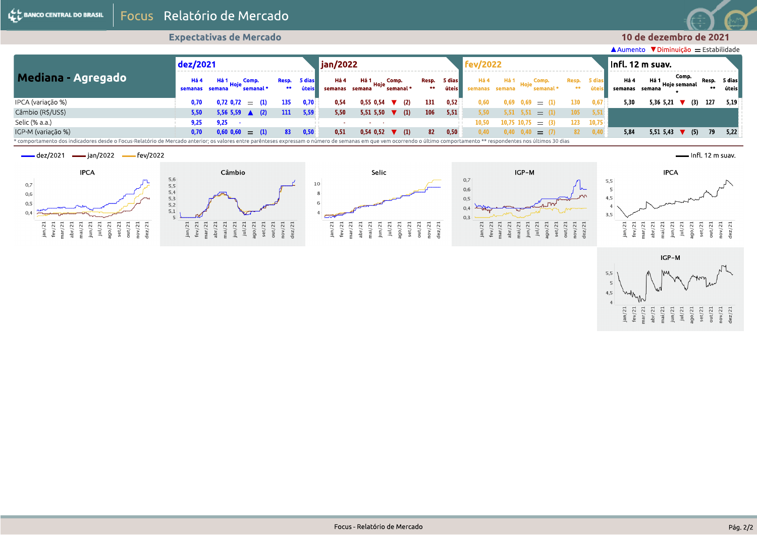## Expectativas de Market

10 de dezembro de 2021

▲Aumento ▼Diminuição = Estabilidade

| Mediana - Agregado | dez/2021 | | | | | | jan/2022 | | | | | | fev/2022 | | | | | | Infl. 12 m suav. | | | | |
|---|---|---|---|---|---|---|---|---|---|---|---|---|---|---|---|---|---|---|---|---|---|---|---|
| | Há 4 semanas | Há 1 semana | Hoje | Comp. semanal * | Resp. ** | 5 dias úteis | Há 4 semanas | Há 1 semana | Hoje | Comp. semanal * | Resp. ** | 5 dias úteis | Há 4 semanas | Há 1 semana | Hoje | Comp. semanal * | Resp. ** | 5 dias úteis | Há 4 semanas | Há 1 semana | Hoje | Comp. semanal * | Resp. ** | 5 dias úteis |
| IPCA (variação %) | 0,70 | 0,72 | 0,72 | = (1) | 135 | 0,70 | 0,54 | 0,55 | 0,54 | ▼ (2) | 131 | 0,52 | 0,60 | 0,69 | 0,69 | = (1) | 130 | 0,67 | 5,30 | 5,36 | 5,21 | ▼ (3) | 127 | 5,19 |
| Câmbio (R$/US$) | 5,50 | 5,56 | 5,59 | ▲ (2) | 111 | 5,59 | 5,50 | 5,51 | 5,50 | ▼ (1) | 106 | 5,51 | 5,50 | 5,51 | 5,51 | = (1) | 105 | 5,51 | | | | | | |
| Selic (% a.a.) | 9,25 | 9,25 | - | | | | - | - | - | | | | 10,50 | 10,75 | 10,75 | = (3) | 123 | 10,75 | | | | | | |
| IGP-M (variação %) | 0,70 | 0,60 | 0,60 | = (1) | 83 | 0,50 | 0,51 | 0,54 | 0,52 | ▼ (1) | 82 | 0,50 | 0,40 | 0,40 | 0,40 | = (7) | 82 | 0,40 | 5,84 | 5,51 | 5,43 | ▼ (5) | 79 | 5,22 |

\* comportamento dos indicadores desde o Focus-Relatório de Mercado anterior; os valores entre parênteses expressam o número de semanas em que vem ocorrendo o último comportamento ** respondentes nos últimos 30 dias

dez/2021 — jan/2022 — fev/2022 — Infl. 12 m suav.

IPCA
0,7 0,6 0,5 0,4
jan/21 fev/21 mar/21 abr/21 mai/21 jun/21 jul/21 ago/21 set/21 out/21 nov/21 dez/21

Câmbio
5,6 5,5 5,4 5,3 5,2 5,1 5
jan/21 fev/21 mar/21 abr/21 mai/21 jun/21 jul/21 ago/21 set/21 out/21 nov/21 dez/21

Selic
10 8 6 4
jan/21 fev/21 mar/21 abr/21 mai/21 jun/21 jul/21 ago/21 set/21 out/21 nov/21 dez/21

IGP-M
0,7 0,6 0,5 0,4 0,3
jan/21 fev/21 mar/21 abr/21 mai/21 jun/21 jul/21 ago/21 set/21 out/21 nov/21 dez/21

IPCA
5,5 5 4,5 4 3,5
jan/21 fev/21 mar/21 abr/21 mai/21 jun/21 jul/21 ago/21 set/21 out/21 nov/21 dez/21

IGP-M
5,5 5 4,5 4
jan/21 fev/21 mar/21 abr/21 mai/21 jun/21 jul/21 ago/21 set/21 out/21 nov/21 dez/21